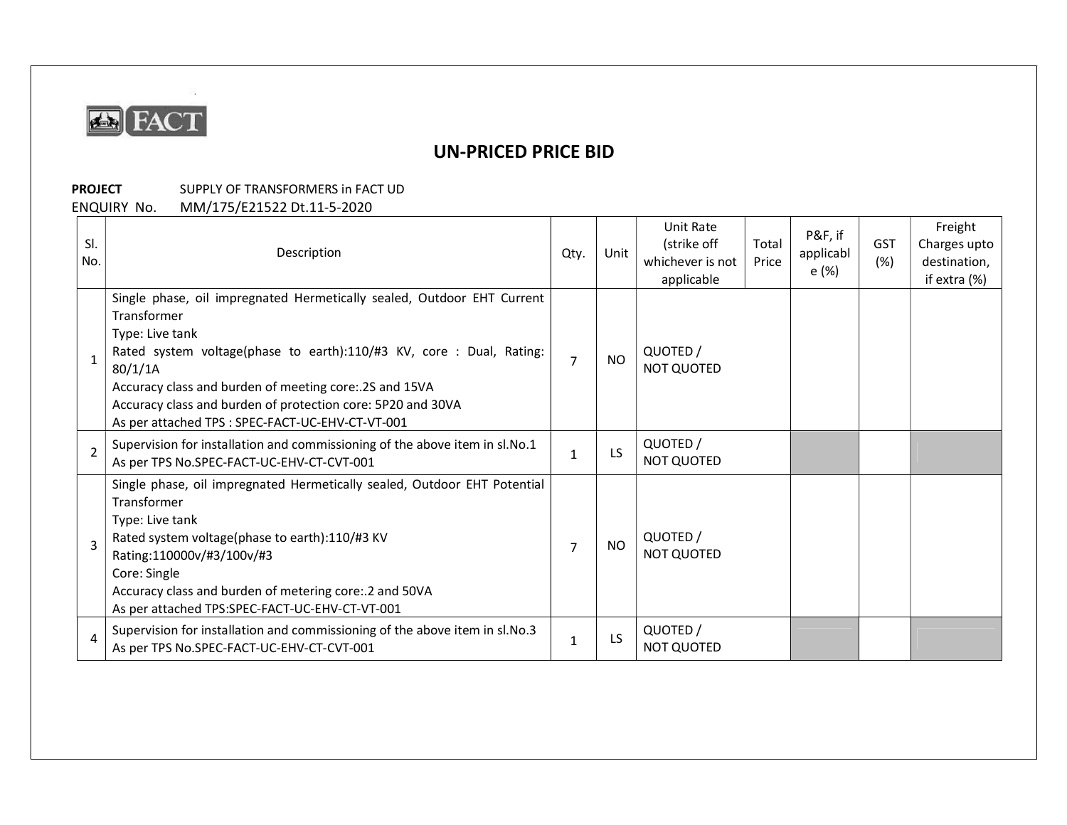FACT

# UN-PRICED PRICE BID

**PROJECT** SUPPLY OF TRANSFORMERS in FACT UD

ENQUIRY No. MM/175/E21522 Dt.11-5-2020

| Sl. No. | Description | Qty. | Unit | Unit Rate (strike off whichever is not applicable | Total Price | P&F, if applicable (%) | GST (%) | Freight Charges upto destination, if extra (%) |
|---|---|---|---|---|---|---|---|---|
| 1 | Single phase, oil impregnated Hermetically sealed, Outdoor EHT Current Transformer<br>Type: Live tank<br>Rated system voltage(phase to earth):110/#3 KV, core : Dual, Rating: 80/1/1A<br>Accuracy class and burden of meeting core:.2S and 15VA<br>Accuracy class and burden of protection core: 5P20 and 30VA<br>As per attached TPS : SPEC-FACT-UC-EHV-CT-VT-001 | 7 | NO | QUOTED / NOT QUOTED | | | | |
| 2 | Supervision for installation and commissioning of the above item in sl.No.1<br>As per TPS No.SPEC-FACT-UC-EHV-CT-CVT-001 | 1 | LS | QUOTED / NOT QUOTED | | | | |
| 3 | Single phase, oil impregnated Hermetically sealed, Outdoor EHT Potential Transformer<br>Type: Live tank<br>Rated system voltage(phase to earth):110/#3 KV<br>Rating:110000v/#3/100v/#3<br>Core: Single<br>Accuracy class and burden of metering core:.2 and 50VA<br>As per attached TPS:SPEC-FACT-UC-EHV-CT-VT-001 | 7 | NO | QUOTED / NOT QUOTED | | | | |
| 4 | Supervision for installation and commissioning of the above item in sl.No.3<br>As per TPS No.SPEC-FACT-UC-EHV-CT-CVT-001 | 1 | LS | QUOTED / NOT QUOTED | | | | |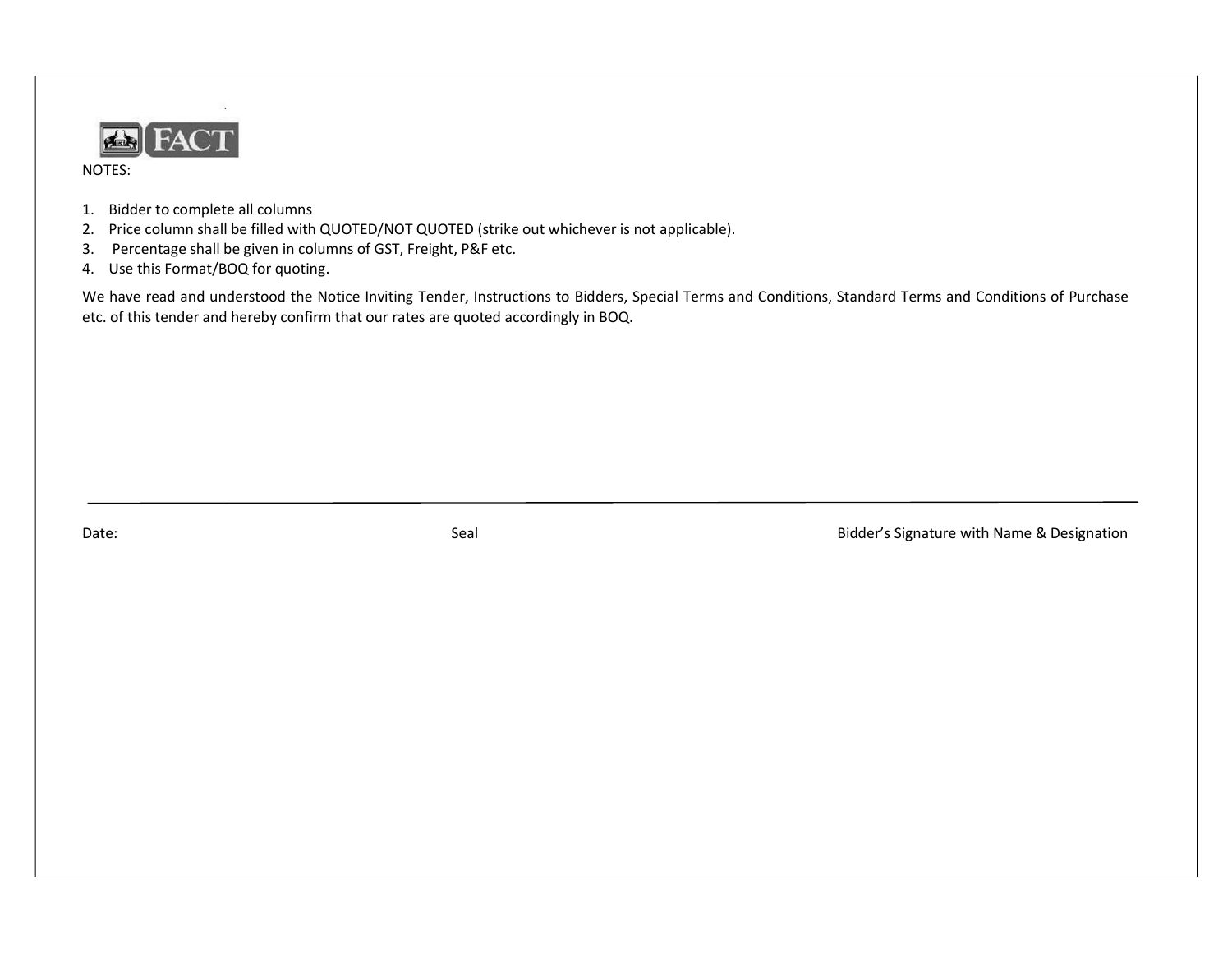FACT

NOTES:

1. Bidder to complete all columns
2. Price column shall be filled with QUOTED/NOT QUOTED (strike out whichever is not applicable).
3. Percentage shall be given in columns of GST, Freight, P&F etc.
4. Use this Format/BOQ for quoting.

We have read and understood the Notice Inviting Tender, Instructions to Bidders, Special Terms and Conditions, Standard Terms and Conditions of Purchase etc. of this tender and hereby confirm that our rates are quoted accordingly in BOQ.

---

Date: Seal Bidder’s Signature with Name & Designation